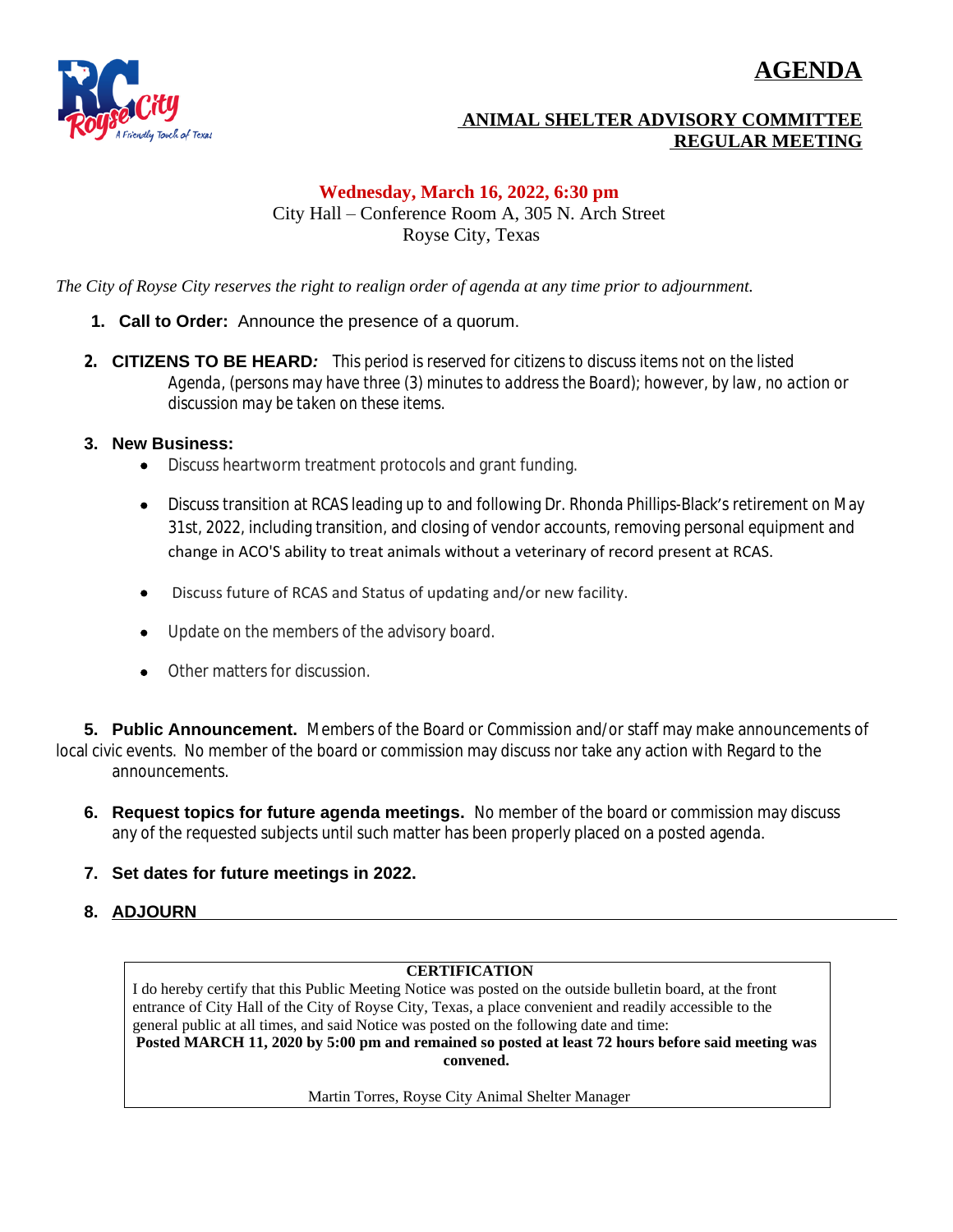# AGENDA

## ANIMAL SHELTER ADVISORY COMMITTEE REGULAR MEETING

**Wednesday, March 16, 2022, 6:30 pm**
City Hall – Conference Room A, 305 N. Arch Street
Royse City, Texas

*The City of Royse City reserves the right to realign order of agenda at any time prior to adjournment.*

1. **Call to Order:** Announce the presence of a quorum.

2. **CITIZENS TO BE HEARD***:* This period is reserved for citizens to discuss items not on the listed Agenda, (persons may have three (3) minutes to address the Board); however, by law, no action or discussion may be taken on these items.

3. **New Business:**
   - Discuss heartworm treatment protocols and grant funding.
   - Discuss transition at RCAS leading up to and following Dr. Rhonda Phillips-Black's retirement on May 31st, 2022, including transition, and closing of vendor accounts, removing personal equipment and change in ACO'S ability to treat animals without a veterinary of record present at RCAS.
   - Discuss future of RCAS and Status of updating and/or new facility.
   - Update on the members of the advisory board.
   - Other matters for discussion.

5. **Public Announcement.** Members of the Board or Commission and/or staff may make announcements of local civic events. No member of the board or commission may discuss nor take any action with Regard to the announcements.

6. **Request topics for future agenda meetings.** No member of the board or commission may discuss any of the requested subjects until such matter has been properly placed on a posted agenda.

7. **Set dates for future meetings in 2022.**

8. **ADJOURN**

---

**CERTIFICATION**

I do hereby certify that this Public Meeting Notice was posted on the outside bulletin board, at the front entrance of City Hall of the City of Royse City, Texas, a place convenient and readily accessible to the general public at all times, and said Notice was posted on the following date and time:

**Posted MARCH 11, 2020 by 5:00 pm and remained so posted at least 72 hours before said meeting was convened.**

Martin Torres, Royse City Animal Shelter Manager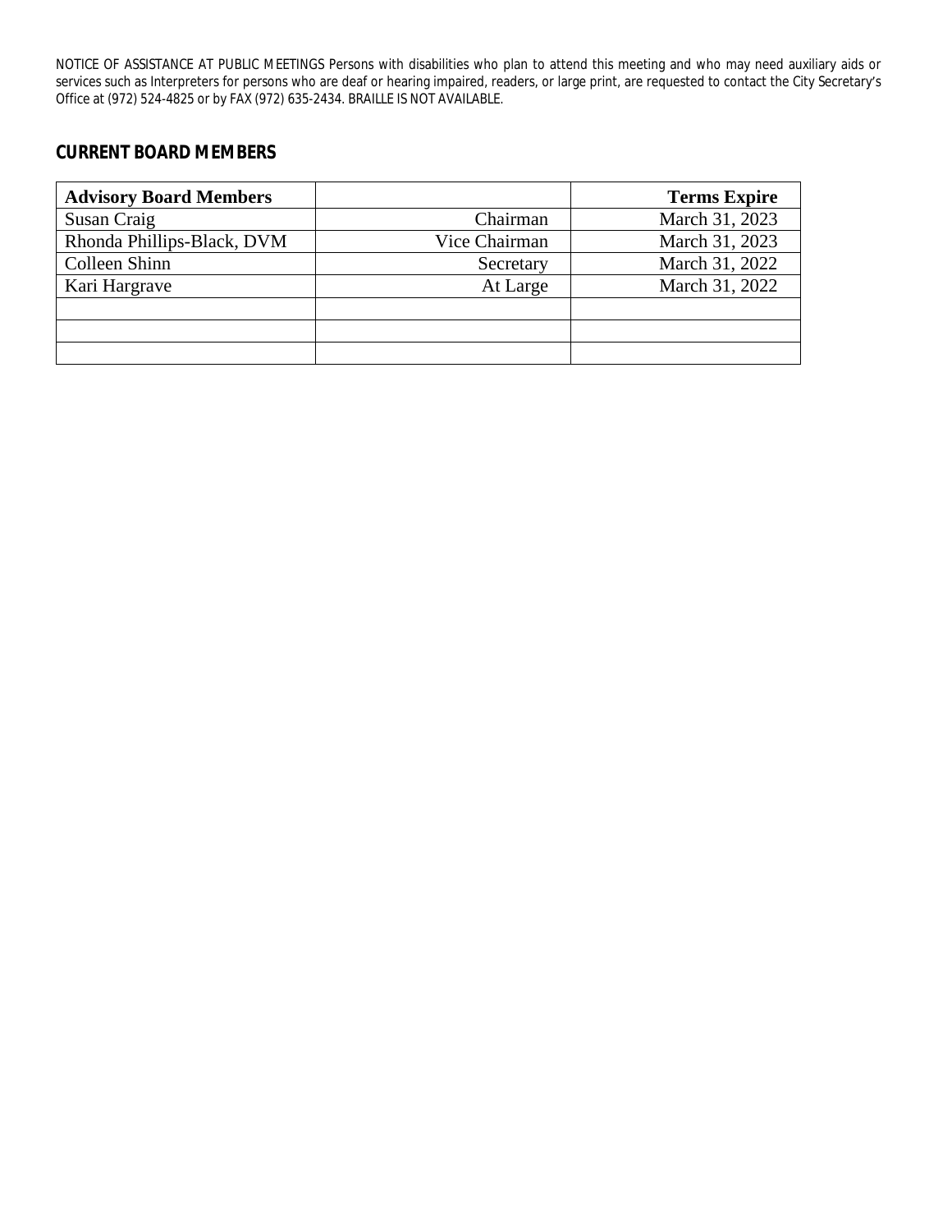NOTICE OF ASSISTANCE AT PUBLIC MEETINGS Persons with disabilities who plan to attend this meeting and who may need auxiliary aids or services such as Interpreters for persons who are deaf or hearing impaired, readers, or large print, are requested to contact the City Secretary's Office at (972) 524-4825 or by FAX (972) 635-2434. BRAILLE IS NOT AVAILABLE.

## CURRENT BOARD MEMBERS

| **Advisory Board Members** | | **Terms Expire** |
|---|---|---|
| Susan Craig | Chairman | March 31, 2023 |
| Rhonda Phillips-Black, DVM | Vice Chairman | March 31, 2023 |
| Colleen Shinn | Secretary | March 31, 2022 |
| Kari Hargrave | At Large | March 31, 2022 |
| | | |
| | | |
| | | |